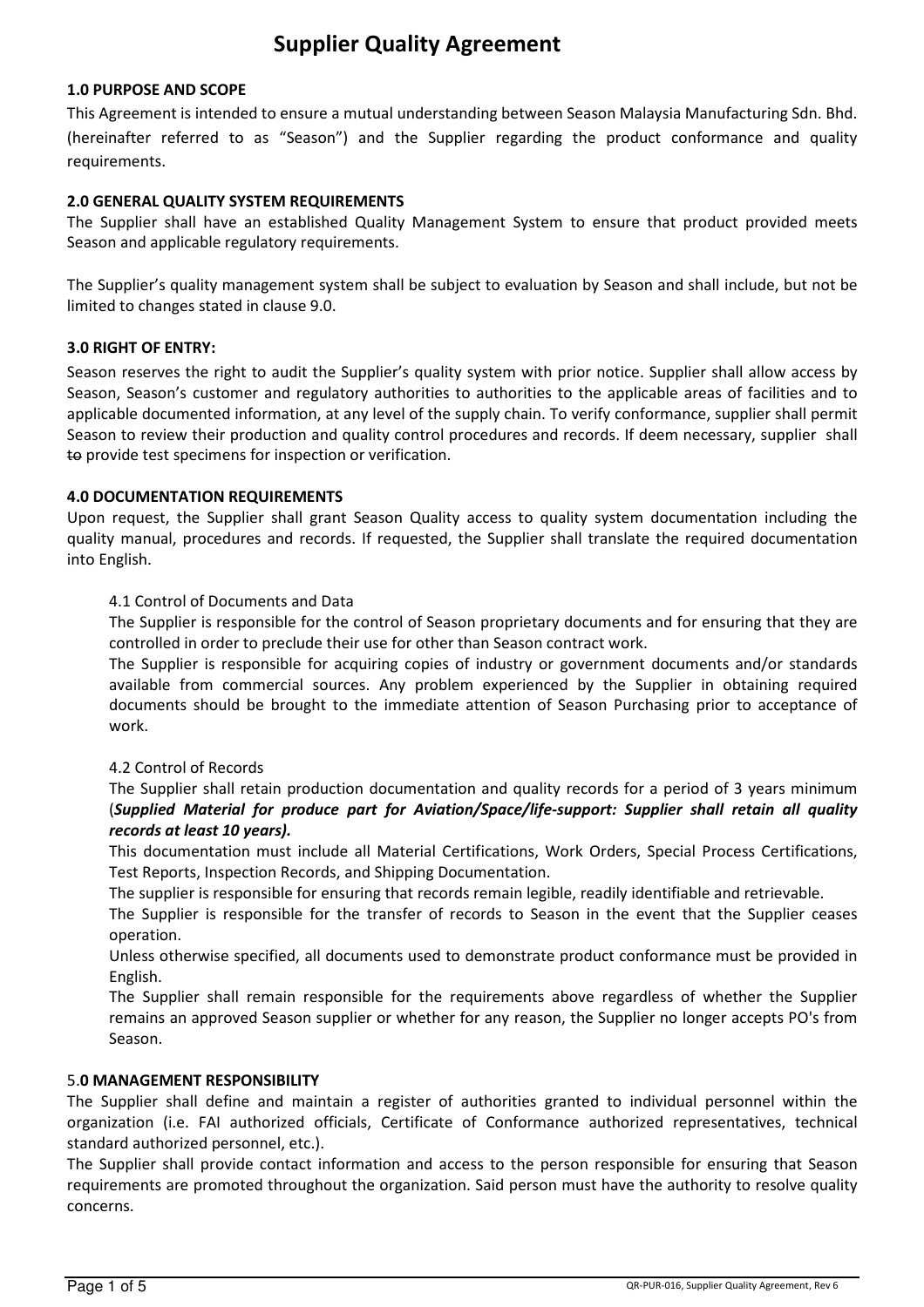# Supplier Quality Agreement

## 1.0 PURPOSE AND SCOPE

This Agreement is intended to ensure a mutual understanding between Season Malaysia Manufacturing Sdn. Bhd. (hereinafter referred to as "Season") and the Supplier regarding the product conformance and quality requirements.

## 2.0 GENERAL QUALITY SYSTEM REQUIREMENTS

The Supplier shall have an established Quality Management System to ensure that product provided meets Season and applicable regulatory requirements.

The Supplier's quality management system shall be subject to evaluation by Season and shall include, but not be limited to changes stated in clause 9.0.

## 3.0 RIGHT OF ENTRY:

Season reserves the right to audit the Supplier's quality system with prior notice. Supplier shall allow access by Season, Season's customer and regulatory authorities to authorities to the applicable areas of facilities and to applicable documented information, at any level of the supply chain. To verify conformance, supplier shall permit Season to review their production and quality control procedures and records. If deem necessary, supplier shall ~~to~~ provide test specimens for inspection or verification.

## 4.0 DOCUMENTATION REQUIREMENTS

Upon request, the Supplier shall grant Season Quality access to quality system documentation including the quality manual, procedures and records. If requested, the Supplier shall translate the required documentation into English.

### 4.1 Control of Documents and Data

The Supplier is responsible for the control of Season proprietary documents and for ensuring that they are controlled in order to preclude their use for other than Season contract work.

The Supplier is responsible for acquiring copies of industry or government documents and/or standards available from commercial sources. Any problem experienced by the Supplier in obtaining required documents should be brought to the immediate attention of Season Purchasing prior to acceptance of work.

### 4.2 Control of Records

The Supplier shall retain production documentation and quality records for a period of 3 years minimum (***Supplied Material for produce part for Aviation/Space/life-support: Supplier shall retain all quality records at least 10 years).***

This documentation must include all Material Certifications, Work Orders, Special Process Certifications, Test Reports, Inspection Records, and Shipping Documentation.

The supplier is responsible for ensuring that records remain legible, readily identifiable and retrievable.

The Supplier is responsible for the transfer of records to Season in the event that the Supplier ceases operation.

Unless otherwise specified, all documents used to demonstrate product conformance must be provided in English.

The Supplier shall remain responsible for the requirements above regardless of whether the Supplier remains an approved Season supplier or whether for any reason, the Supplier no longer accepts PO's from Season.

## 5.0 MANAGEMENT RESPONSIBILITY

The Supplier shall define and maintain a register of authorities granted to individual personnel within the organization (i.e. FAI authorized officials, Certificate of Conformance authorized representatives, technical standard authorized personnel, etc.).

The Supplier shall provide contact information and access to the person responsible for ensuring that Season requirements are promoted throughout the organization. Said person must have the authority to resolve quality concerns.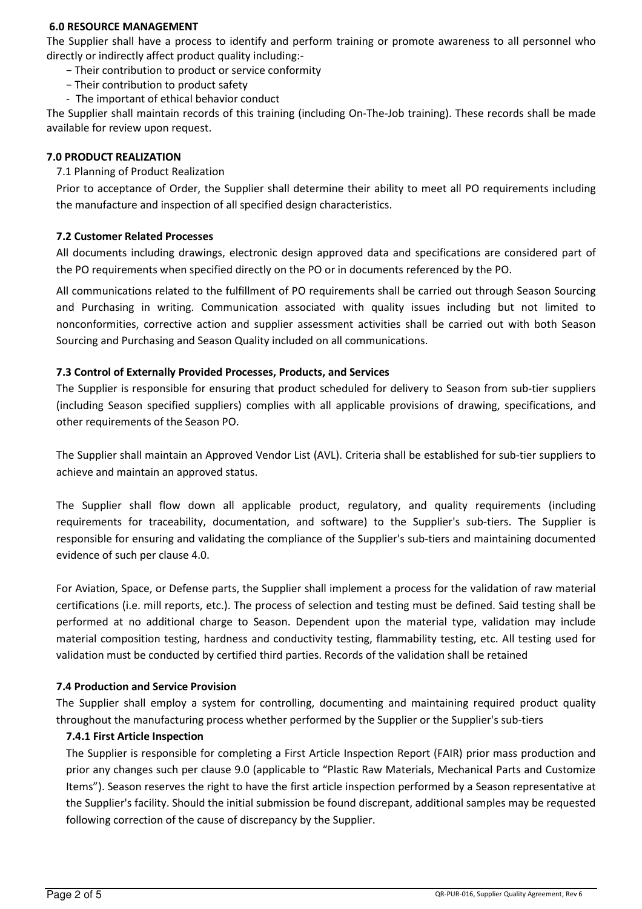## 6.0 RESOURCE MANAGEMENT

The Supplier shall have a process to identify and perform training or promote awareness to all personnel who directly or indirectly affect product quality including:-

- Their contribution to product or service conformity
- Their contribution to product safety
- The important of ethical behavior conduct

The Supplier shall maintain records of this training (including On-The-Job training). These records shall be made available for review upon request.

## 7.0 PRODUCT REALIZATION

7.1 Planning of Product Realization

Prior to acceptance of Order, the Supplier shall determine their ability to meet all PO requirements including the manufacture and inspection of all specified design characteristics.

### 7.2 Customer Related Processes

All documents including drawings, electronic design approved data and specifications are considered part of the PO requirements when specified directly on the PO or in documents referenced by the PO.

All communications related to the fulfillment of PO requirements shall be carried out through Season Sourcing and Purchasing in writing. Communication associated with quality issues including but not limited to nonconformities, corrective action and supplier assessment activities shall be carried out with both Season Sourcing and Purchasing and Season Quality included on all communications.

### 7.3 Control of Externally Provided Processes, Products, and Services

The Supplier is responsible for ensuring that product scheduled for delivery to Season from sub-tier suppliers (including Season specified suppliers) complies with all applicable provisions of drawing, specifications, and other requirements of the Season PO.

The Supplier shall maintain an Approved Vendor List (AVL). Criteria shall be established for sub-tier suppliers to achieve and maintain an approved status.

The Supplier shall flow down all applicable product, regulatory, and quality requirements (including requirements for traceability, documentation, and software) to the Supplier's sub-tiers. The Supplier is responsible for ensuring and validating the compliance of the Supplier's sub-tiers and maintaining documented evidence of such per clause 4.0.

For Aviation, Space, or Defense parts, the Supplier shall implement a process for the validation of raw material certifications (i.e. mill reports, etc.). The process of selection and testing must be defined. Said testing shall be performed at no additional charge to Season. Dependent upon the material type, validation may include material composition testing, hardness and conductivity testing, flammability testing, etc. All testing used for validation must be conducted by certified third parties. Records of the validation shall be retained

### 7.4 Production and Service Provision

The Supplier shall employ a system for controlling, documenting and maintaining required product quality throughout the manufacturing process whether performed by the Supplier or the Supplier's sub-tiers

#### 7.4.1 First Article Inspection

The Supplier is responsible for completing a First Article Inspection Report (FAIR) prior mass production and prior any changes such per clause 9.0 (applicable to "Plastic Raw Materials, Mechanical Parts and Customize Items"). Season reserves the right to have the first article inspection performed by a Season representative at the Supplier's facility. Should the initial submission be found discrepant, additional samples may be requested following correction of the cause of discrepancy by the Supplier.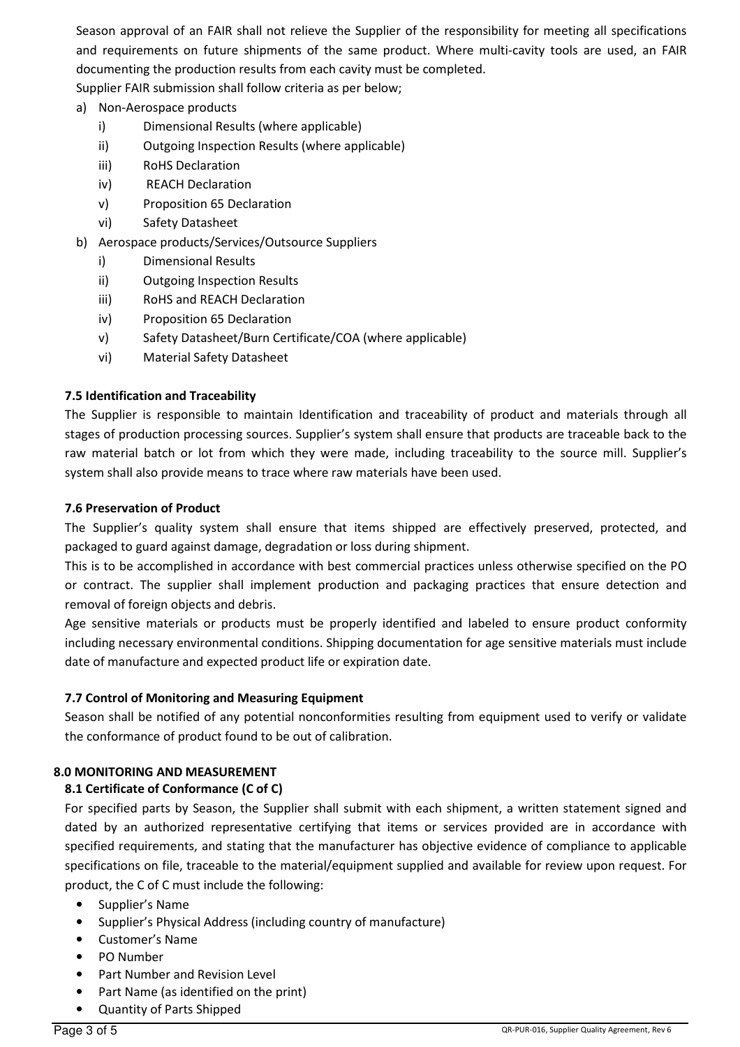Season approval of an FAIR shall not relieve the Supplier of the responsibility for meeting all specifications and requirements on future shipments of the same product. Where multi-cavity tools are used, an FAIR documenting the production results from each cavity must be completed.

Supplier FAIR submission shall follow criteria as per below;

a) Non-Aerospace products
   - i) Dimensional Results (where applicable)
   - ii) Outgoing Inspection Results (where applicable)
   - iii) RoHS Declaration
   - iv) REACH Declaration
   - v) Proposition 65 Declaration
   - vi) Safety Datasheet

b) Aerospace products/Services/Outsource Suppliers
   - i) Dimensional Results
   - ii) Outgoing Inspection Results
   - iii) RoHS and REACH Declaration
   - iv) Proposition 65 Declaration
   - v) Safety Datasheet/Burn Certificate/COA (where applicable)
   - vi) Material Safety Datasheet

### 7.5 Identification and Traceability

The Supplier is responsible to maintain Identification and traceability of product and materials through all stages of production processing sources. Supplier's system shall ensure that products are traceable back to the raw material batch or lot from which they were made, including traceability to the source mill. Supplier's system shall also provide means to trace where raw materials have been used.

### 7.6 Preservation of Product

The Supplier's quality system shall ensure that items shipped are effectively preserved, protected, and packaged to guard against damage, degradation or loss during shipment.

This is to be accomplished in accordance with best commercial practices unless otherwise specified on the PO or contract. The supplier shall implement production and packaging practices that ensure detection and removal of foreign objects and debris.

Age sensitive materials or products must be properly identified and labeled to ensure product conformity including necessary environmental conditions. Shipping documentation for age sensitive materials must include date of manufacture and expected product life or expiration date.

### 7.7 Control of Monitoring and Measuring Equipment

Season shall be notified of any potential nonconformities resulting from equipment used to verify or validate the conformance of product found to be out of calibration.

## 8.0 MONITORING AND MEASUREMENT

### 8.1 Certificate of Conformance (C of C)

For specified parts by Season, the Supplier shall submit with each shipment, a written statement signed and dated by an authorized representative certifying that items or services provided are in accordance with specified requirements, and stating that the manufacturer has objective evidence of compliance to applicable specifications on file, traceable to the material/equipment supplied and available for review upon request. For product, the C of C must include the following:

- Supplier's Name
- Supplier's Physical Address (including country of manufacture)
- Customer's Name
- PO Number
- Part Number and Revision Level
- Part Name (as identified on the print)
- Quantity of Parts Shipped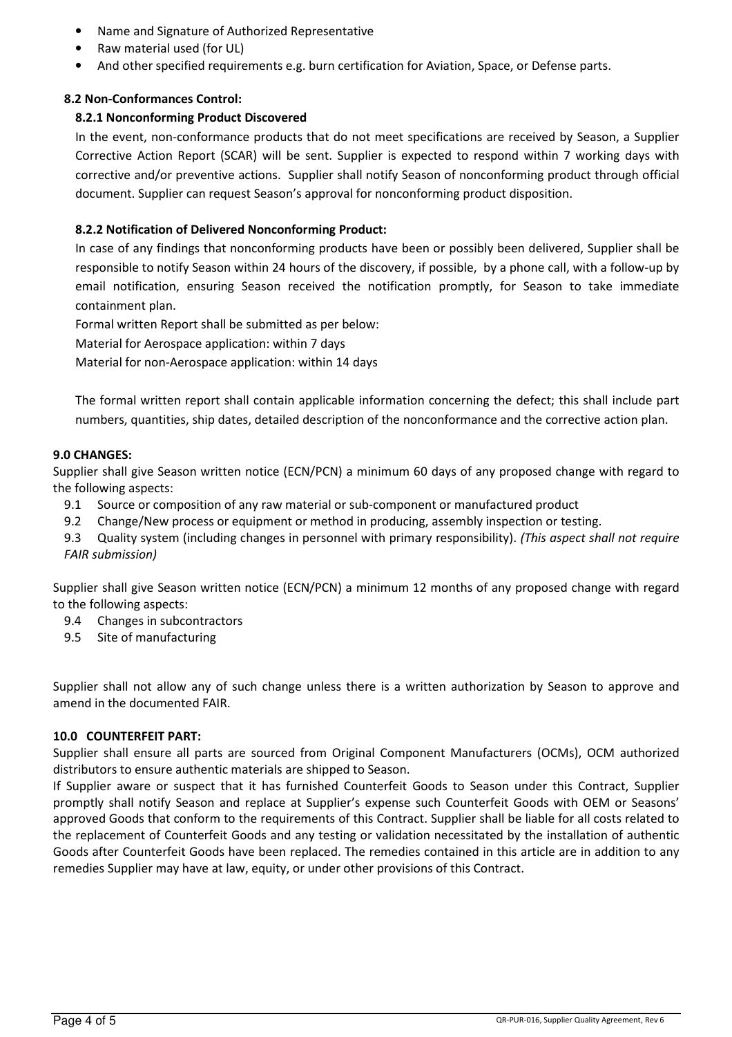- Name and Signature of Authorized Representative
- Raw material used (for UL)
- And other specified requirements e.g. burn certification for Aviation, Space, or Defense parts.

### 8.2 Non-Conformances Control:

#### 8.2.1 Nonconforming Product Discovered

In the event, non-conformance products that do not meet specifications are received by Season, a Supplier Corrective Action Report (SCAR) will be sent. Supplier is expected to respond within 7 working days with corrective and/or preventive actions. Supplier shall notify Season of nonconforming product through official document. Supplier can request Season's approval for nonconforming product disposition.

#### 8.2.2 Notification of Delivered Nonconforming Product:

In case of any findings that nonconforming products have been or possibly been delivered, Supplier shall be responsible to notify Season within 24 hours of the discovery, if possible, by a phone call, with a follow-up by email notification, ensuring Season received the notification promptly, for Season to take immediate containment plan.

Formal written Report shall be submitted as per below:

Material for Aerospace application: within 7 days

Material for non-Aerospace application: within 14 days

The formal written report shall contain applicable information concerning the defect; this shall include part numbers, quantities, ship dates, detailed description of the nonconformance and the corrective action plan.

## 9.0 CHANGES:

Supplier shall give Season written notice (ECN/PCN) a minimum 60 days of any proposed change with regard to the following aspects:

9.1 Source or composition of any raw material or sub-component or manufactured product

9.2 Change/New process or equipment or method in producing, assembly inspection or testing.

9.3 Quality system (including changes in personnel with primary responsibility). *(This aspect shall not require FAIR submission)*

Supplier shall give Season written notice (ECN/PCN) a minimum 12 months of any proposed change with regard to the following aspects:

9.4 Changes in subcontractors

9.5 Site of manufacturing

Supplier shall not allow any of such change unless there is a written authorization by Season to approve and amend in the documented FAIR.

## 10.0 COUNTERFEIT PART:

Supplier shall ensure all parts are sourced from Original Component Manufacturers (OCMs), OCM authorized distributors to ensure authentic materials are shipped to Season.

If Supplier aware or suspect that it has furnished Counterfeit Goods to Season under this Contract, Supplier promptly shall notify Season and replace at Supplier's expense such Counterfeit Goods with OEM or Seasons' approved Goods that conform to the requirements of this Contract. Supplier shall be liable for all costs related to the replacement of Counterfeit Goods and any testing or validation necessitated by the installation of authentic Goods after Counterfeit Goods have been replaced. The remedies contained in this article are in addition to any remedies Supplier may have at law, equity, or under other provisions of this Contract.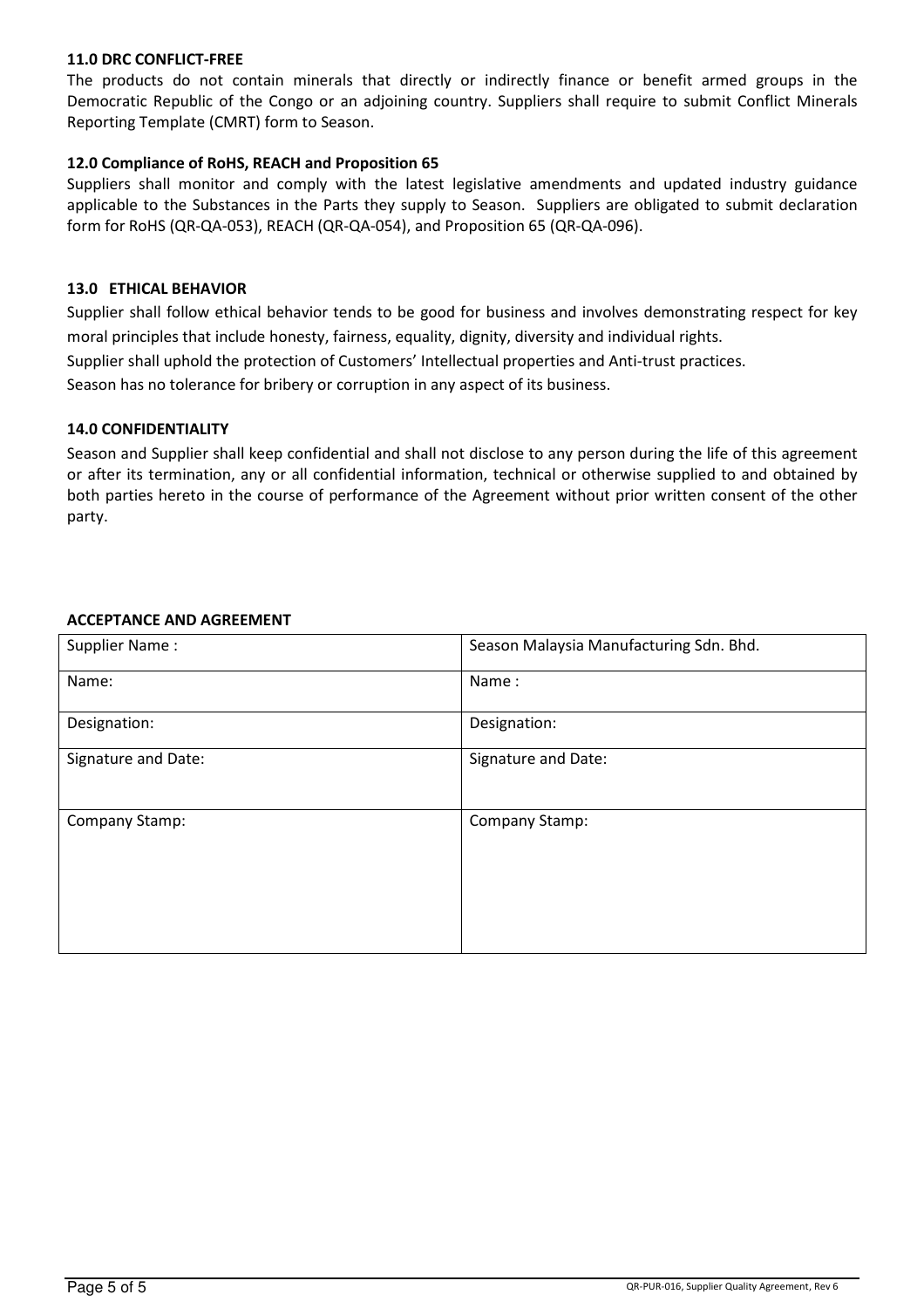### 11.0 DRC CONFLICT-FREE

The products do not contain minerals that directly or indirectly finance or benefit armed groups in the Democratic Republic of the Congo or an adjoining country. Suppliers shall require to submit Conflict Minerals Reporting Template (CMRT) form to Season.

### 12.0 Compliance of RoHS, REACH and Proposition 65

Suppliers shall monitor and comply with the latest legislative amendments and updated industry guidance applicable to the Substances in the Parts they supply to Season. Suppliers are obligated to submit declaration form for RoHS (QR-QA-053), REACH (QR-QA-054), and Proposition 65 (QR-QA-096).

### 13.0 ETHICAL BEHAVIOR

Supplier shall follow ethical behavior tends to be good for business and involves demonstrating respect for key moral principles that include honesty, fairness, equality, dignity, diversity and individual rights.

Supplier shall uphold the protection of Customers' Intellectual properties and Anti-trust practices.

Season has no tolerance for bribery or corruption in any aspect of its business.

### 14.0 CONFIDENTIALITY

Season and Supplier shall keep confidential and shall not disclose to any person during the life of this agreement or after its termination, any or all confidential information, technical or otherwise supplied to and obtained by both parties hereto in the course of performance of the Agreement without prior written consent of the other party.

**ACCEPTANCE AND AGREEMENT**

| | |
|---|---|
| Supplier Name : | Season Malaysia Manufacturing Sdn. Bhd. |
| Name: | Name : |
| Designation: | Designation: |
| Signature and Date: | Signature and Date: |
| Company Stamp: | Company Stamp: |